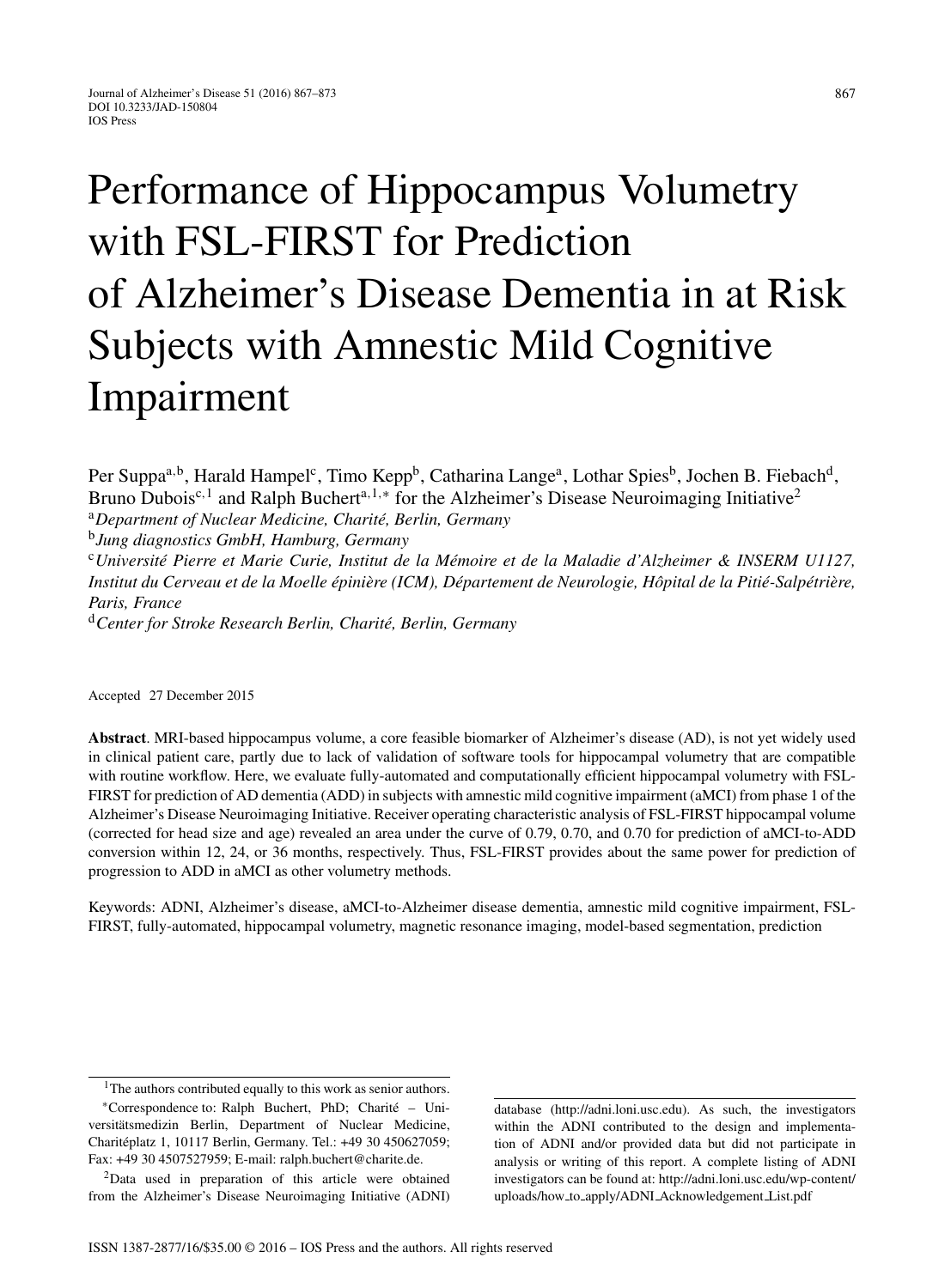# Performance of Hippocampus Volumetry with FSL-FIRST for Prediction of Alzheimer's Disease Dementia in at Risk Subjects with Amnestic Mild Cognitive Impairment

Per Suppa[a,b], Harald Hampel[c], Timo Kepp[b], Catharina Lange[a], Lothar Spies[b], Jochen B. Fiebach[d], Bruno Dubois[c,1] and Ralph Buchert[a,1,*] for the Alzheimer's Disease Neuroimaging Initiative[2]

[a]*Department of Nuclear Medicine, Charité, Berlin, Germany*

[b]*Jung diagnostics GmbH, Hamburg, Germany*

[c]*Université Pierre et Marie Curie, Institut de la Mémoire et de la Maladie d'Alzheimer & INSERM U1127, Institut du Cerveau et de la Moelle épinière (ICM), Département de Neurologie, Hôpital de la Pitié-Salpétrière, Paris, France*

[d]*Center for Stroke Research Berlin, Charité, Berlin, Germany*

Accepted 27 December 2015

**Abstract**. MRI-based hippocampus volume, a core feasible biomarker of Alzheimer's disease (AD), is not yet widely used in clinical patient care, partly due to lack of validation of software tools for hippocampal volumetry that are compatible with routine workflow. Here, we evaluate fully-automated and computationally efficient hippocampal volumetry with FSL-FIRST for prediction of AD dementia (ADD) in subjects with amnestic mild cognitive impairment (aMCI) from phase 1 of the Alzheimer's Disease Neuroimaging Initiative. Receiver operating characteristic analysis of FSL-FIRST hippocampal volume (corrected for head size and age) revealed an area under the curve of 0.79, 0.70, and 0.70 for prediction of aMCI-to-ADD conversion within 12, 24, or 36 months, respectively. Thus, FSL-FIRST provides about the same power for prediction of progression to ADD in aMCI as other volumetry methods.

Keywords: ADNI, Alzheimer's disease, aMCI-to-Alzheimer disease dementia, amnestic mild cognitive impairment, FSL-FIRST, fully-automated, hippocampal volumetry, magnetic resonance imaging, model-based segmentation, prediction

---

[1]The authors contributed equally to this work as senior authors.

*Correspondence to: Ralph Buchert, PhD; Charité – Universitätsmedizin Berlin, Department of Nuclear Medicine, Charitéplatz 1, 10117 Berlin, Germany. Tel.: +49 30 450627059; Fax: +49 30 4507527959; E-mail: ralph.buchert@charite.de.

[2]Data used in preparation of this article were obtained from the Alzheimer's Disease Neuroimaging Initiative (ADNI) database (http://adni.loni.usc.edu). As such, the investigators within the ADNI contributed to the design and implementation of ADNI and/or provided data but did not participate in analysis or writing of this report. A complete listing of ADNI investigators can be found at: http://adni.loni.usc.edu/wp-content/uploads/how_to_apply/ADNI_Acknowledgement_List.pdf

ISSN 1387-2877/16/$35.00 © 2016 – IOS Press and the authors. All rights reserved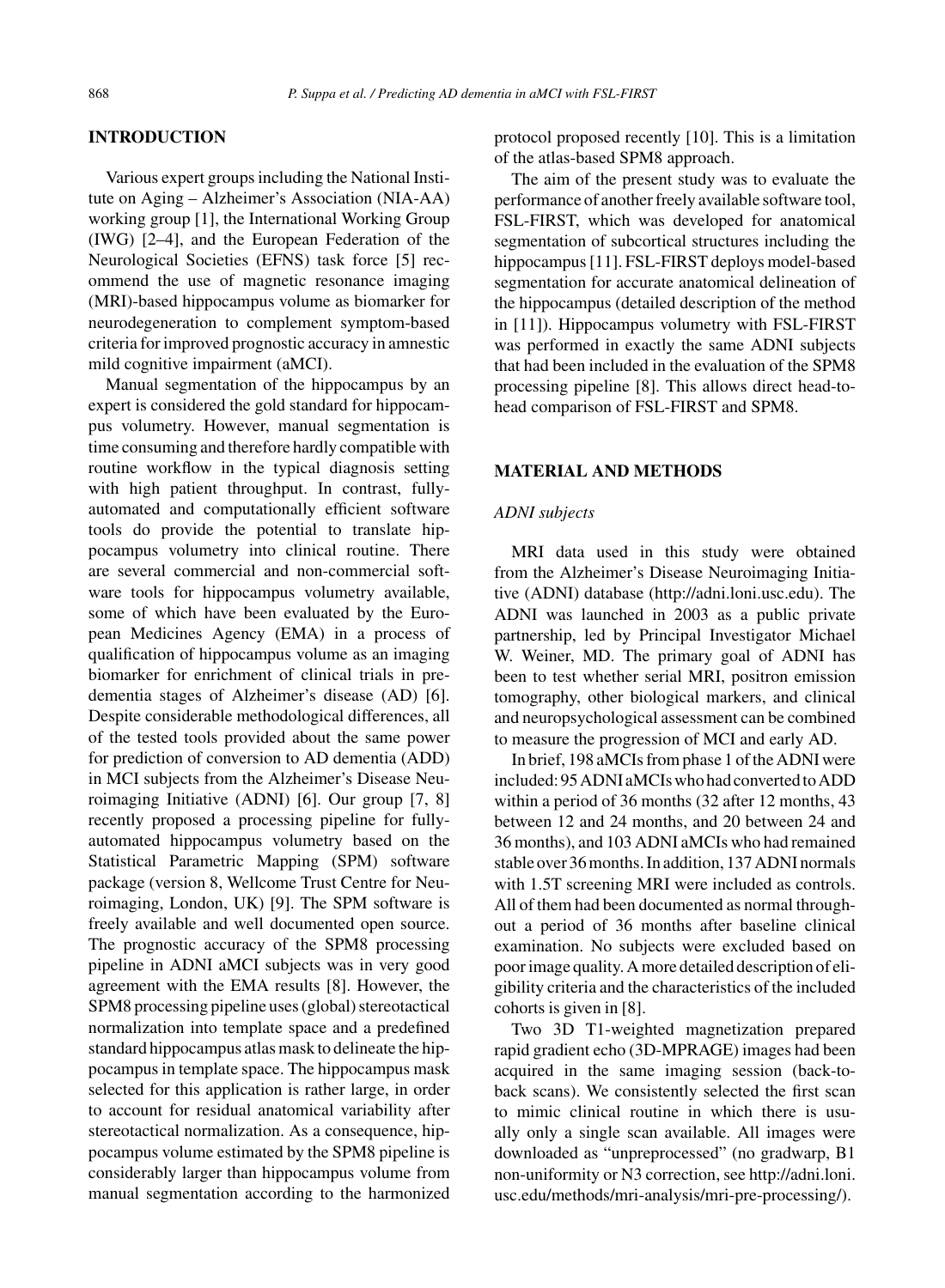## INTRODUCTION

Various expert groups including the National Institute on Aging – Alzheimer's Association (NIA-AA) working group [1], the International Working Group (IWG) [2–4], and the European Federation of the Neurological Societies (EFNS) task force [5] recommend the use of magnetic resonance imaging (MRI)-based hippocampus volume as biomarker for neurodegeneration to complement symptom-based criteria for improved prognostic accuracy in amnestic mild cognitive impairment (aMCI).

Manual segmentation of the hippocampus by an expert is considered the gold standard for hippocampus volumetry. However, manual segmentation is time consuming and therefore hardly compatible with routine workflow in the typical diagnosis setting with high patient throughput. In contrast, fully-automated and computationally efficient software tools do provide the potential to translate hippocampus volumetry into clinical routine. There are several commercial and non-commercial software tools for hippocampus volumetry available, some of which have been evaluated by the European Medicines Agency (EMA) in a process of qualification of hippocampus volume as an imaging biomarker for enrichment of clinical trials in predementia stages of Alzheimer's disease (AD) [6]. Despite considerable methodological differences, all of the tested tools provided about the same power for prediction of conversion to AD dementia (ADD) in MCI subjects from the Alzheimer's Disease Neuroimaging Initiative (ADNI) [6]. Our group [7, 8] recently proposed a processing pipeline for fully-automated hippocampus volumetry based on the Statistical Parametric Mapping (SPM) software package (version 8, Wellcome Trust Centre for Neuroimaging, London, UK) [9]. The SPM software is freely available and well documented open source. The prognostic accuracy of the SPM8 processing pipeline in ADNI aMCI subjects was in very good agreement with the EMA results [8]. However, the SPM8 processing pipeline uses (global) stereotactical normalization into template space and a predefined standard hippocampus atlas mask to delineate the hippocampus in template space. The hippocampus mask selected for this application is rather large, in order to account for residual anatomical variability after stereotactical normalization. As a consequence, hippocampus volume estimated by the SPM8 pipeline is considerably larger than hippocampus volume from manual segmentation according to the harmonized protocol proposed recently [10]. This is a limitation of the atlas-based SPM8 approach.

The aim of the present study was to evaluate the performance of another freely available software tool, FSL-FIRST, which was developed for anatomical segmentation of subcortical structures including the hippocampus [11]. FSL-FIRST deploys model-based segmentation for accurate anatomical delineation of the hippocampus (detailed description of the method in [11]). Hippocampus volumetry with FSL-FIRST was performed in exactly the same ADNI subjects that had been included in the evaluation of the SPM8 processing pipeline [8]. This allows direct head-to-head comparison of FSL-FIRST and SPM8.

## MATERIAL AND METHODS

### *ADNI subjects*

MRI data used in this study were obtained from the Alzheimer's Disease Neuroimaging Initiative (ADNI) database (http://adni.loni.usc.edu). The ADNI was launched in 2003 as a public private partnership, led by Principal Investigator Michael W. Weiner, MD. The primary goal of ADNI has been to test whether serial MRI, positron emission tomography, other biological markers, and clinical and neuropsychological assessment can be combined to measure the progression of MCI and early AD.

In brief, 198 aMCIs from phase 1 of the ADNI were included: 95 ADNI aMCIs who had converted to ADD within a period of 36 months (32 after 12 months, 43 between 12 and 24 months, and 20 between 24 and 36 months), and 103 ADNI aMCIs who had remained stable over 36 months. In addition, 137 ADNI normals with 1.5T screening MRI were included as controls. All of them had been documented as normal throughout a period of 36 months after baseline clinical examination. No subjects were excluded based on poor image quality. A more detailed description of eligibility criteria and the characteristics of the included cohorts is given in [8].

Two 3D T1-weighted magnetization prepared rapid gradient echo (3D-MPRAGE) images had been acquired in the same imaging session (back-to-back scans). We consistently selected the first scan to mimic clinical routine in which there is usually only a single scan available. All images were downloaded as "unpreprocessed" (no gradwarp, B1 non-uniformity or N3 correction, see http://adni.loni.usc.edu/methods/mri-analysis/mri-pre-processing/).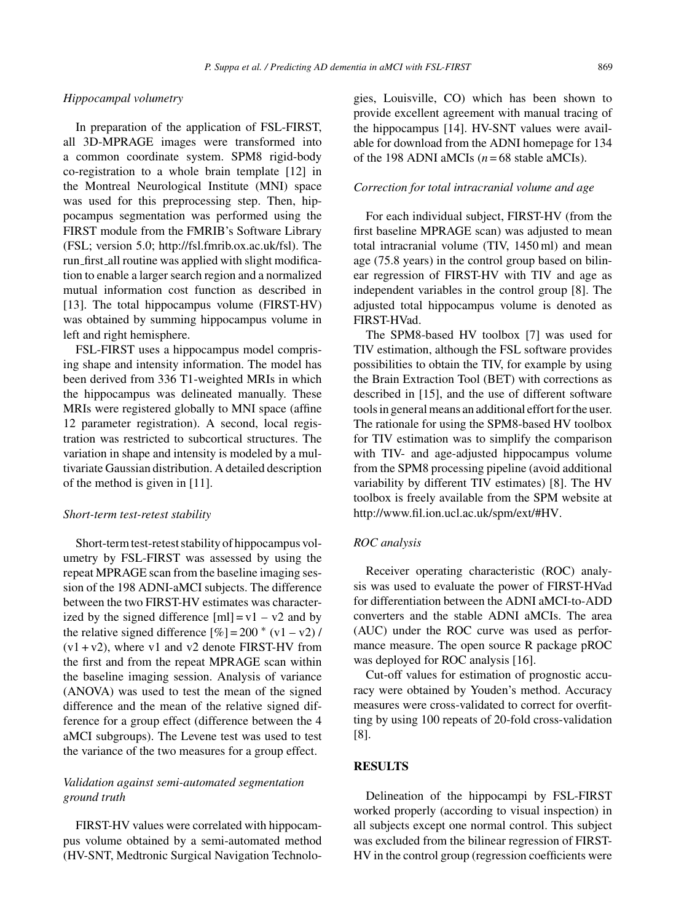### *Hippocampal volumetry*

In preparation of the application of FSL-FIRST, all 3D-MPRAGE images were transformed into a common coordinate system. SPM8 rigid-body co-registration to a whole brain template [12] in the Montreal Neurological Institute (MNI) space was used for this preprocessing step. Then, hippocampus segmentation was performed using the FIRST module from the FMRIB's Software Library (FSL; version 5.0; http://fsl.fmrib.ox.ac.uk/fsl). The run_first_all routine was applied with slight modification to enable a larger search region and a normalized mutual information cost function as described in [13]. The total hippocampus volume (FIRST-HV) was obtained by summing hippocampus volume in left and right hemisphere.

FSL-FIRST uses a hippocampus model comprising shape and intensity information. The model has been derived from 336 T1-weighted MRIs in which the hippocampus was delineated manually. These MRIs were registered globally to MNI space (affine 12 parameter registration). A second, local registration was restricted to subcortical structures. The variation in shape and intensity is modeled by a multivariate Gaussian distribution. A detailed description of the method is given in [11].

### *Short-term test-retest stability*

Short-term test-retest stability of hippocampus volumetry by FSL-FIRST was assessed by using the repeat MPRAGE scan from the baseline imaging session of the 198 ADNI-aMCI subjects. The difference between the two FIRST-HV estimates was characterized by the signed difference [ml] = v1 – v2 and by the relative signed difference [%] = 200 * (v1 – v2) / (v1 + v2), where v1 and v2 denote FIRST-HV from the first and from the repeat MPRAGE scan within the baseline imaging session. Analysis of variance (ANOVA) was used to test the mean of the signed difference and the mean of the relative signed difference for a group effect (difference between the 4 aMCI subgroups). The Levene test was used to test the variance of the two measures for a group effect.

### *Validation against semi-automated segmentation ground truth*

FIRST-HV values were correlated with hippocampus volume obtained by a semi-automated method (HV-SNT, Medtronic Surgical Navigation Technologies, Louisville, CO) which has been shown to provide excellent agreement with manual tracing of the hippocampus [14]. HV-SNT values were available for download from the ADNI homepage for 134 of the 198 ADNI aMCIs ($n = 68$ stable aMCIs).

### *Correction for total intracranial volume and age*

For each individual subject, FIRST-HV (from the first baseline MPRAGE scan) was adjusted to mean total intracranial volume (TIV, 1450 ml) and mean age (75.8 years) in the control group based on bilinear regression of FIRST-HV with TIV and age as independent variables in the control group [8]. The adjusted total hippocampus volume is denoted as FIRST-HVad.

The SPM8-based HV toolbox [7] was used for TIV estimation, although the FSL software provides possibilities to obtain the TIV, for example by using the Brain Extraction Tool (BET) with corrections as described in [15], and the use of different software tools in general means an additional effort for the user. The rationale for using the SPM8-based HV toolbox for TIV estimation was to simplify the comparison with TIV- and age-adjusted hippocampus volume from the SPM8 processing pipeline (avoid additional variability by different TIV estimates) [8]. The HV toolbox is freely available from the SPM website at http://www.fil.ion.ucl.ac.uk/spm/ext/#HV.

### *ROC analysis*

Receiver operating characteristic (ROC) analysis was used to evaluate the power of FIRST-HVad for differentiation between the ADNI aMCI-to-ADD converters and the stable ADNI aMCIs. The area (AUC) under the ROC curve was used as performance measure. The open source R package pROC was deployed for ROC analysis [16].

Cut-off values for estimation of prognostic accuracy were obtained by Youden's method. Accuracy measures were cross-validated to correct for overfitting by using 100 repeats of 20-fold cross-validation [8].

## RESULTS

Delineation of the hippocampi by FSL-FIRST worked properly (according to visual inspection) in all subjects except one normal control. This subject was excluded from the bilinear regression of FIRST-HV in the control group (regression coefficients were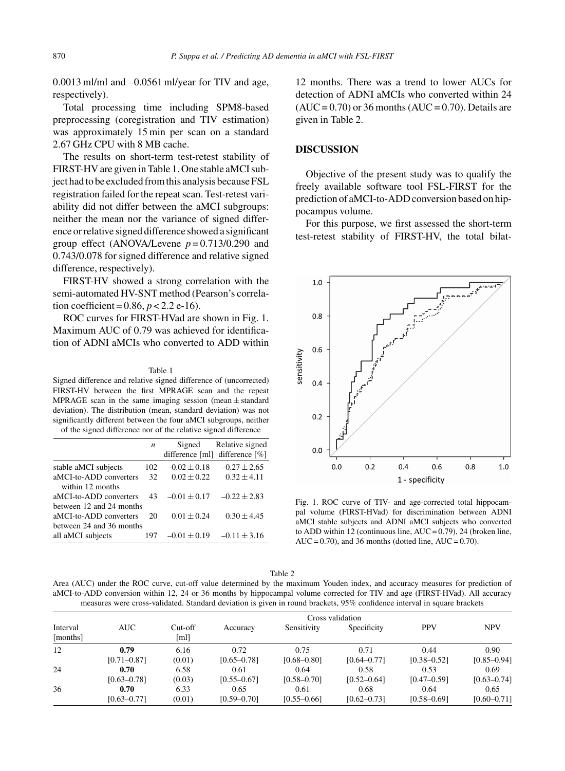0.0013 ml/ml and –0.0561 ml/year for TIV and age, respectively).

Total processing time including SPM8-based preprocessing (coregistration and TIV estimation) was approximately 15 min per scan on a standard 2.67 GHz CPU with 8 MB cache.

The results on short-term test-retest stability of FIRST-HV are given in Table 1. One stable aMCI subject had to be excluded from this analysis because FSL registration failed for the repeat scan. Test-retest variability did not differ between the aMCI subgroups: neither the mean nor the variance of signed difference or relative signed difference showed a significant group effect (ANOVA/Levene $p = 0.713/0.290$ and 0.743/0.078 for signed difference and relative signed difference, respectively).

FIRST-HV showed a strong correlation with the semi-automated HV-SNT method (Pearson's correlation coefficient = 0.86, $p < 2.2$ e-16).

ROC curves for FIRST-HVad are shown in Fig. 1. Maximum AUC of 0.79 was achieved for identification of ADNI aMCIs who converted to ADD within 12 months. There was a trend to lower AUCs for detection of ADNI aMCIs who converted within 24 (AUC = 0.70) or 36 months (AUC = 0.70). Details are given in Table 2.

Table 1
Signed difference and relative signed difference of (uncorrected) FIRST-HV between the first MPRAGE scan and the repeat MPRAGE scan in the same imaging session (mean ± standard deviation). The distribution (mean, standard deviation) was not significantly different between the four aMCI subgroups, neither of the signed difference nor of the relative signed difference

| | *n* | Signed difference [ml] | Relative signed difference [%] |
|---|---|---|---|
| stable aMCI subjects | 102 | –0.02 ± 0.18 | –0.27 ± 2.65 |
| aMCI-to-ADD converters within 12 months | 32 | 0.02 ± 0.22 | 0.32 ± 4.11 |
| aMCI-to-ADD converters between 12 and 24 months | 43 | –0.01 ± 0.17 | –0.22 ± 2.83 |
| aMCI-to-ADD converters between 24 and 36 months | 20 | 0.01 ± 0.24 | 0.30 ± 4.45 |
| all aMCI subjects | 197 | –0.01 ± 0.19 | –0.11 ± 3.16 |

## DISCUSSION

Objective of the present study was to qualify the freely available software tool FSL-FIRST for the prediction of aMCI-to-ADD conversion based on hippocampus volume.

For this purpose, we first assessed the short-term test-retest stability of FIRST-HV, the total bilat-

Fig. 1. ROC curve of TIV- and age-corrected total hippocampal volume (FIRST-HVad) for discrimination between ADNI aMCI stable subjects and ADNI aMCI subjects who converted to ADD within 12 (continuous line, AUC = 0.79), 24 (broken line, AUC = 0.70), and 36 months (dotted line, AUC = 0.70).

Table 2
Area (AUC) under the ROC curve, cut-off value determined by the maximum Youden index, and accuracy measures for prediction of aMCI-to-ADD conversion within 12, 24 or 36 months by hippocampal volume corrected for TIV and age (FIRST-HVad). All accuracy measures were cross-validated. Standard deviation is given in round brackets, 95% confidence interval in square brackets

| Interval [months] | AUC | Cut-off [ml] | Cross validation | | | | |
|---|---|---|---|---|---|---|---|
| | | | Accuracy | Sensitivity | Specificity | PPV | NPV |
| 12 | **0.79** [0.71–0.87] | 6.16 (0.01) | 0.72 [0.65–0.78] | 0.75 [0.68–0.80] | 0.71 [0.64–0.77] | 0.44 [0.38–0.52] | 0.90 [0.85–0.94] |
| 24 | **0.70** [0.63–0.78] | 6.58 (0.03) | 0.61 [0.55–0.67] | 0.64 [0.58–0.70] | 0.58 [0.52–0.64] | 0.53 [0.47–0.59] | 0.69 [0.63–0.74] |
| 36 | **0.70** [0.63–0.77] | 6.33 (0.01) | 0.65 [0.59–0.70] | 0.61 [0.55–0.66] | 0.68 [0.62–0.73] | 0.64 [0.58–0.69] | 0.65 [0.60–0.71] |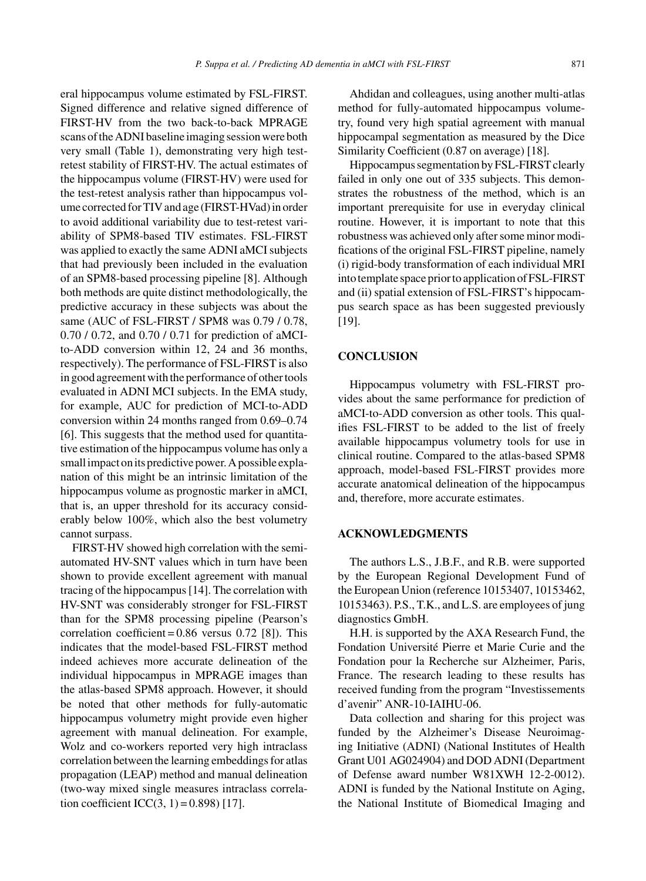eral hippocampus volume estimated by FSL-FIRST. Signed difference and relative signed difference of FIRST-HV from the two back-to-back MPRAGE scans of the ADNI baseline imaging session were both very small (Table 1), demonstrating very high test-retest stability of FIRST-HV. The actual estimates of the hippocampus volume (FIRST-HV) were used for the test-retest analysis rather than hippocampus volume corrected for TIV and age (FIRST-HVad) in order to avoid additional variability due to test-retest variability of SPM8-based TIV estimates. FSL-FIRST was applied to exactly the same ADNI aMCI subjects that had previously been included in the evaluation of an SPM8-based processing pipeline [8]. Although both methods are quite distinct methodologically, the predictive accuracy in these subjects was about the same (AUC of FSL-FIRST / SPM8 was 0.79 / 0.78, 0.70 / 0.72, and 0.70 / 0.71 for prediction of aMCI-to-ADD conversion within 12, 24 and 36 months, respectively). The performance of FSL-FIRST is also in good agreement with the performance of other tools evaluated in ADNI MCI subjects. In the EMA study, for example, AUC for prediction of MCI-to-ADD conversion within 24 months ranged from 0.69–0.74 [6]. This suggests that the method used for quantitative estimation of the hippocampus volume has only a small impact on its predictive power. A possible explanation of this might be an intrinsic limitation of the hippocampus volume as prognostic marker in aMCI, that is, an upper threshold for its accuracy considerably below 100%, which also the best volumetry cannot surpass.

FIRST-HV showed high correlation with the semi-automated HV-SNT values which in turn have been shown to provide excellent agreement with manual tracing of the hippocampus [14]. The correlation with HV-SNT was considerably stronger for FSL-FIRST than for the SPM8 processing pipeline (Pearson's correlation coefficient = 0.86 versus 0.72 [8]). This indicates that the model-based FSL-FIRST method indeed achieves more accurate delineation of the individual hippocampus in MPRAGE images than the atlas-based SPM8 approach. However, it should be noted that other methods for fully-automatic hippocampus volumetry might provide even higher agreement with manual delineation. For example, Wolz and co-workers reported very high intraclass correlation between the learning embeddings for atlas propagation (LEAP) method and manual delineation (two-way mixed single measures intraclass correlation coefficient ICC(3, 1) = 0.898) [17].

Ahdidan and colleagues, using another multi-atlas method for fully-automated hippocampus volumetry, found very high spatial agreement with manual hippocampal segmentation as measured by the Dice Similarity Coefficient (0.87 on average) [18].

Hippocampus segmentation by FSL-FIRST clearly failed in only one out of 335 subjects. This demonstrates the robustness of the method, which is an important prerequisite for use in everyday clinical routine. However, it is important to note that this robustness was achieved only after some minor modifications of the original FSL-FIRST pipeline, namely (i) rigid-body transformation of each individual MRI into template space prior to application of FSL-FIRST and (ii) spatial extension of FSL-FIRST's hippocampus search space as has been suggested previously [19].

## CONCLUSION

Hippocampus volumetry with FSL-FIRST provides about the same performance for prediction of aMCI-to-ADD conversion as other tools. This qualifies FSL-FIRST to be added to the list of freely available hippocampus volumetry tools for use in clinical routine. Compared to the atlas-based SPM8 approach, model-based FSL-FIRST provides more accurate anatomical delineation of the hippocampus and, therefore, more accurate estimates.

## ACKNOWLEDGMENTS

The authors L.S., J.B.F., and R.B. were supported by the European Regional Development Fund of the European Union (reference 10153407, 10153462, 10153463). P.S., T.K., and L.S. are employees of jung diagnostics GmbH.

H.H. is supported by the AXA Research Fund, the Fondation Université Pierre et Marie Curie and the Fondation pour la Recherche sur Alzheimer, Paris, France. The research leading to these results has received funding from the program "Investissements d'avenir" ANR-10-IAIHU-06.

Data collection and sharing for this project was funded by the Alzheimer's Disease Neuroimaging Initiative (ADNI) (National Institutes of Health Grant U01 AG024904) and DOD ADNI (Department of Defense award number W81XWH 12-2-0012). ADNI is funded by the National Institute on Aging, the National Institute of Biomedical Imaging and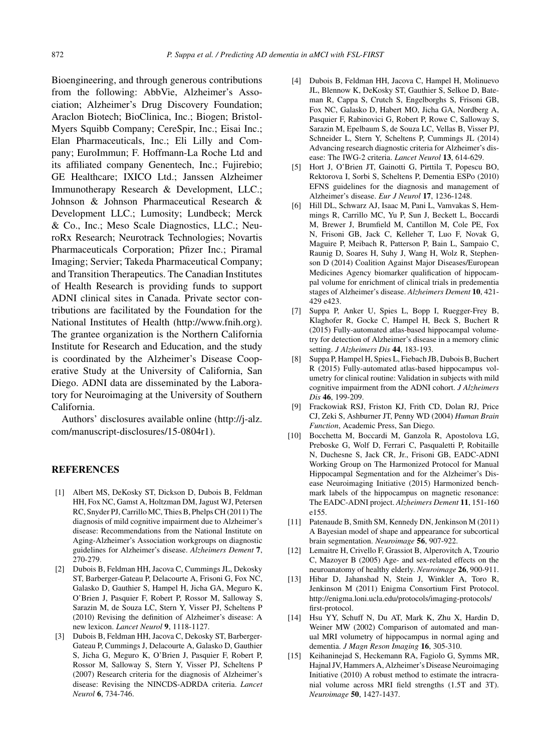Bioengineering, and through generous contributions from the following: AbbVie, Alzheimer's Association; Alzheimer's Drug Discovery Foundation; Araclon Biotech; BioClinica, Inc.; Biogen; Bristol-Myers Squibb Company; CereSpir, Inc.; Eisai Inc.; Elan Pharmaceuticals, Inc.; Eli Lilly and Company; EuroImmun; F. Hoffmann-La Roche Ltd and its affiliated company Genentech, Inc.; Fujirebio; GE Healthcare; IXICO Ltd.; Janssen Alzheimer Immunotherapy Research & Development, LLC.; Johnson & Johnson Pharmaceutical Research & Development LLC.; Lumosity; Lundbeck; Merck & Co., Inc.; Meso Scale Diagnostics, LLC.; NeuroRx Research; Neurotrack Technologies; Novartis Pharmaceuticals Corporation; Pfizer Inc.; Piramal Imaging; Servier; Takeda Pharmaceutical Company; and Transition Therapeutics. The Canadian Institutes of Health Research is providing funds to support ADNI clinical sites in Canada. Private sector contributions are facilitated by the Foundation for the National Institutes of Health (http://www.fnih.org). The grantee organization is the Northern California Institute for Research and Education, and the study is coordinated by the Alzheimer's Disease Cooperative Study at the University of California, San Diego. ADNI data are disseminated by the Laboratory for Neuroimaging at the University of Southern California.

Authors' disclosures available online (http://j-alz.com/manuscript-disclosures/15-0804r1).

## REFERENCES

[1] Albert MS, DeKosky ST, Dickson D, Dubois B, Feldman HH, Fox NC, Gamst A, Holtzman DM, Jagust WJ, Petersen RC, Snyder PJ, Carrillo MC, Thies B, Phelps CH (2011) The diagnosis of mild cognitive impairment due to Alzheimer's disease: Recommendations from the National Institute on Aging-Alzheimer's Association workgroups on diagnostic guidelines for Alzheimer's disease. *Alzheimers Dement* **7**, 270-279.

[2] Dubois B, Feldman HH, Jacova C, Cummings JL, Dekosky ST, Barberger-Gateau P, Delacourte A, Frisoni G, Fox NC, Galasko D, Gauthier S, Hampel H, Jicha GA, Meguro K, O'Brien J, Pasquier F, Robert P, Rossor M, Salloway S, Sarazin M, de Souza LC, Stern Y, Visser PJ, Scheltens P (2010) Revising the definition of Alzheimer's disease: A new lexicon. *Lancet Neurol* **9**, 1118-1127.

[3] Dubois B, Feldman HH, Jacova C, Dekosky ST, Barberger-Gateau P, Cummings J, Delacourte A, Galasko D, Gauthier S, Jicha G, Meguro K, O'Brien J, Pasquier F, Robert P, Rossor M, Salloway S, Stern Y, Visser PJ, Scheltens P (2007) Research criteria for the diagnosis of Alzheimer's disease: Revising the NINCDS-ADRDA criteria. *Lancet Neurol* **6**, 734-746.

[4] Dubois B, Feldman HH, Jacova C, Hampel H, Molinuevo JL, Blennow K, DeKosky ST, Gauthier S, Selkoe D, Bateman R, Cappa S, Crutch S, Engelborghs S, Frisoni GB, Fox NC, Galasko D, Habert MO, Jicha GA, Nordberg A, Pasquier F, Rabinovici G, Robert P, Rowe C, Salloway S, Sarazin M, Epelbaum S, de Souza LC, Vellas B, Visser PJ, Schneider L, Stern Y, Scheltens P, Cummings JL (2014) Advancing research diagnostic criteria for Alzheimer's disease: The IWG-2 criteria. *Lancet Neurol* **13**, 614-629.

[5] Hort J, O'Brien JT, Gainotti G, Pirttila T, Popescu BO, Rektorova I, Sorbi S, Scheltens P, Dementia ESPo (2010) EFNS guidelines for the diagnosis and management of Alzheimer's disease. *Eur J Neurol* **17**, 1236-1248.

[6] Hill DL, Schwarz AJ, Isaac M, Pani L, Vamvakas S, Hemmings R, Carrillo MC, Yu P, Sun J, Beckett L, Boccardi M, Brewer J, Brumfield M, Cantillon M, Cole PE, Fox N, Frisoni GB, Jack C, Kelleher T, Luo F, Novak G, Maguire P, Meibach R, Patterson P, Bain L, Sampaio C, Raunig D, Soares H, Suhy J, Wang H, Wolz R, Stephenson D (2014) Coalition Against Major Diseases/European Medicines Agency biomarker qualification of hippocampal volume for enrichment of clinical trials in predementia stages of Alzheimer's disease. *Alzheimers Dement* **10**, 421-429 e423.

[7] Suppa P, Anker U, Spies L, Bopp I, Ruegger-Frey B, Klaghofer R, Gocke C, Hampel H, Beck S, Buchert R (2015) Fully-automated atlas-based hippocampal volumetry for detection of Alzheimer's disease in a memory clinic setting. *J Alzheimers Dis* **44**, 183-193.

[8] Suppa P, Hampel H, Spies L, Fiebach JB, Dubois B, Buchert R (2015) Fully-automated atlas-based hippocampus volumetry for clinical routine: Validation in subjects with mild cognitive impairment from the ADNI cohort. *J Alzheimers Dis* **46**, 199-209.

[9] Frackowiak RSJ, Friston KJ, Frith CD, Dolan RJ, Price CJ, Zeki S, Ashburner JT, Penny WD (2004) *Human Brain Function*, Academic Press, San Diego.

[10] Bocchetta M, Boccardi M, Ganzola R, Apostolova LG, Preboske G, Wolf D, Ferrari C, Pasqualetti P, Robitaille N, Duchesne S, Jack CR, Jr., Frisoni GB, EADC-ADNI Working Group on The Harmonized Protocol for Manual Hippocampal Segmentation and for the Alzheimer's Disease Neuroimaging Initiative (2015) Harmonized benchmark labels of the hippocampus on magnetic resonance: The EADC-ADNI project. *Alzheimers Dement* **11**, 151-160 e155.

[11] Patenaude B, Smith SM, Kennedy DN, Jenkinson M (2011) A Bayesian model of shape and appearance for subcortical brain segmentation. *Neuroimage* **56**, 907-922.

[12] Lemaitre H, Crivello F, Grassiot B, Alperovitch A, Tzourio C, Mazoyer B (2005) Age- and sex-related effects on the neuroanatomy of healthy elderly. *Neuroimage* **26**, 900-911.

[13] Hibar D, Jahanshad N, Stein J, Winkler A, Toro R, Jenkinson M (2011) Enigma Consortium First Protocol. http://enigma.loni.ucla.edu/protocols/imaging-protocols/first-protocol.

[14] Hsu YY, Schuff N, Du AT, Mark K, Zhu X, Hardin D, Weiner MW (2002) Comparison of automated and manual MRI volumetry of hippocampus in normal aging and dementia. *J Magn Reson Imaging* **16**, 305-310.

[15] Keihaninejad S, Heckemann RA, Fagiolo G, Symms MR, Hajnal JV, Hammers A, Alzheimer's Disease Neuroimaging Initiative (2010) A robust method to estimate the intracranial volume across MRI field strengths (1.5T and 3T). *Neuroimage* **50**, 1427-1437.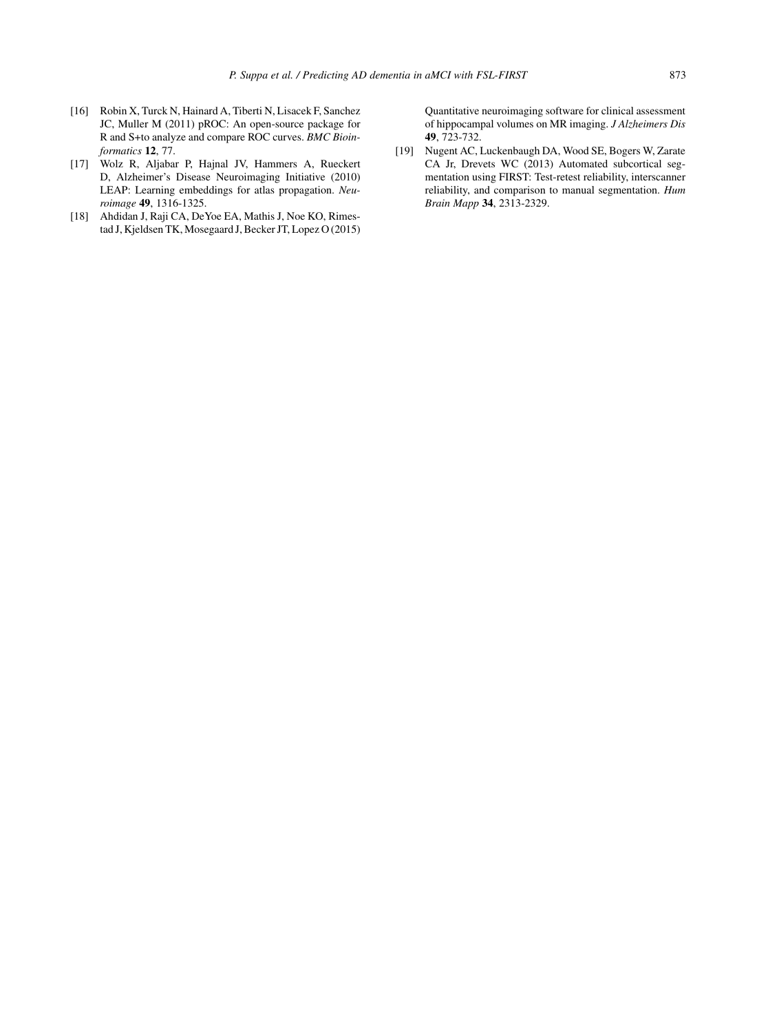[16] Robin X, Turck N, Hainard A, Tiberti N, Lisacek F, Sanchez JC, Muller M (2011) pROC: An open-source package for R and S+to analyze and compare ROC curves. *BMC Bioinformatics* **12**, 77.

[17] Wolz R, Aljabar P, Hajnal JV, Hammers A, Rueckert D, Alzheimer's Disease Neuroimaging Initiative (2010) LEAP: Learning embeddings for atlas propagation. *Neuroimage* **49**, 1316-1325.

[18] Ahdidan J, Raji CA, DeYoe EA, Mathis J, Noe KO, Rimestad J, Kjeldsen TK, Mosegaard J, Becker JT, Lopez O (2015) Quantitative neuroimaging software for clinical assessment of hippocampal volumes on MR imaging. *J Alzheimers Dis* **49**, 723-732.

[19] Nugent AC, Luckenbaugh DA, Wood SE, Bogers W, Zarate CA Jr, Drevets WC (2013) Automated subcortical segmentation using FIRST: Test-retest reliability, interscanner reliability, and comparison to manual segmentation. *Hum Brain Mapp* **34**, 2313-2329.